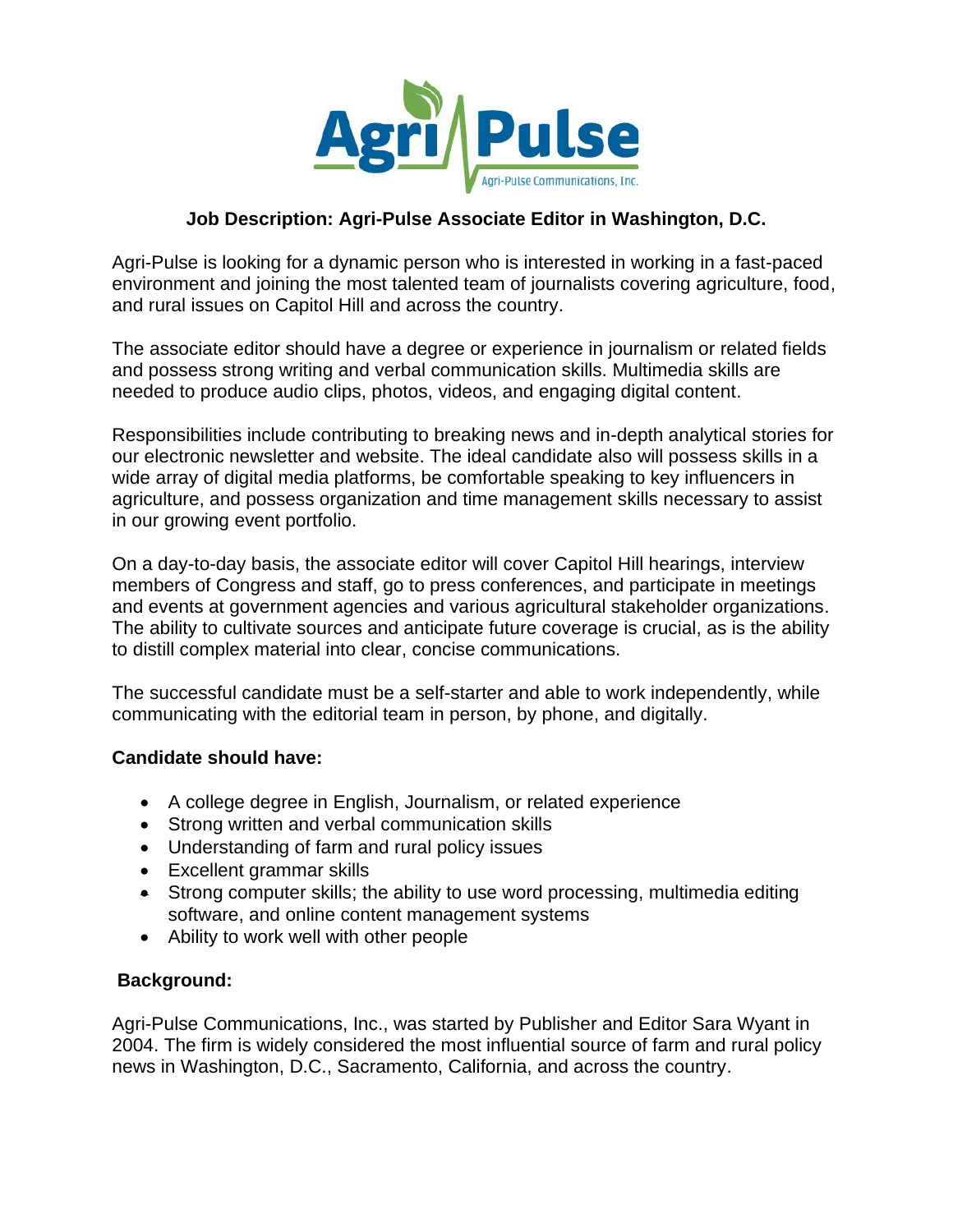# Job Description: Agri-Pulse Associate Editor in Washington, D.C.

Agri-Pulse is looking for a dynamic person who is interested in working in a fast-paced environment and joining the most talented team of journalists covering agriculture, food, and rural issues on Capitol Hill and across the country.

The associate editor should have a degree or experience in journalism or related fields and possess strong writing and verbal communication skills. Multimedia skills are needed to produce audio clips, photos, videos, and engaging digital content.

Responsibilities include contributing to breaking news and in-depth analytical stories for our electronic newsletter and website. The ideal candidate also will possess skills in a wide array of digital media platforms, be comfortable speaking to key influencers in agriculture, and possess organization and time management skills necessary to assist in our growing event portfolio.

On a day-to-day basis, the associate editor will cover Capitol Hill hearings, interview members of Congress and staff, go to press conferences, and participate in meetings and events at government agencies and various agricultural stakeholder organizations. The ability to cultivate sources and anticipate future coverage is crucial, as is the ability to distill complex material into clear, concise communications.

The successful candidate must be a self-starter and able to work independently, while communicating with the editorial team in person, by phone, and digitally.

**Candidate should have:**

- A college degree in English, Journalism, or related experience
- Strong written and verbal communication skills
- Understanding of farm and rural policy issues
- Excellent grammar skills
- Strong computer skills; the ability to use word processing, multimedia editing software, and online content management systems
- Ability to work well with other people

**Background:**

Agri-Pulse Communications, Inc., was started by Publisher and Editor Sara Wyant in 2004. The firm is widely considered the most influential source of farm and rural policy news in Washington, D.C., Sacramento, California, and across the country.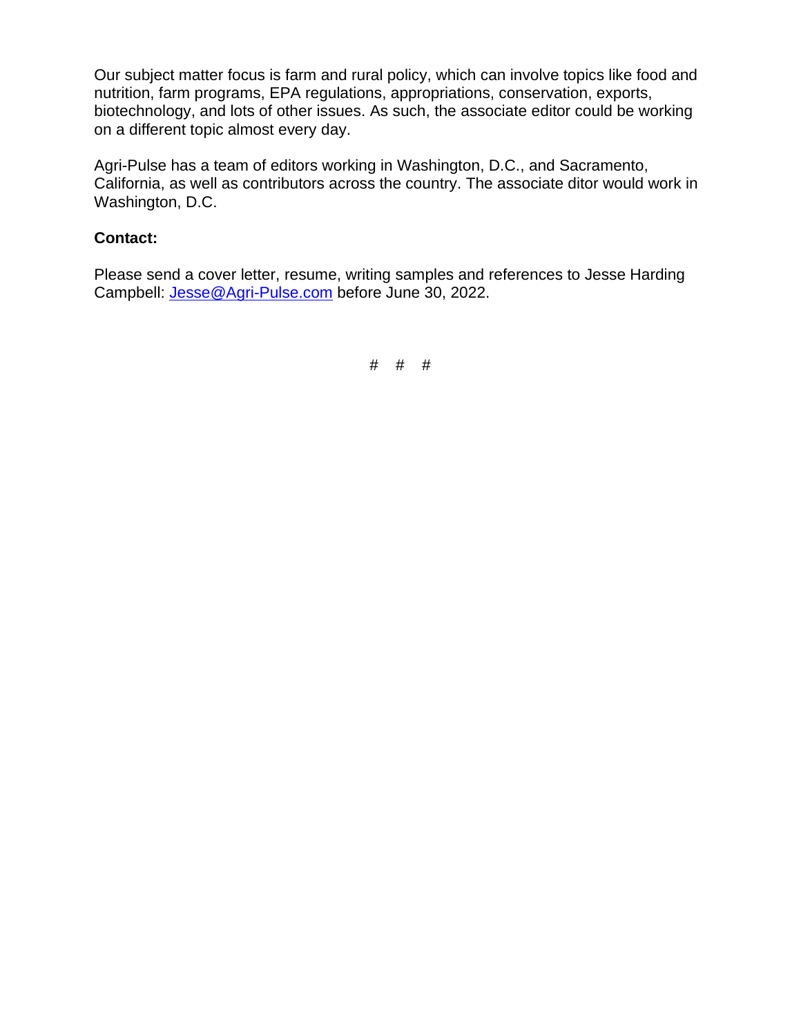Our subject matter focus is farm and rural policy, which can involve topics like food and nutrition, farm programs, EPA regulations, appropriations, conservation, exports, biotechnology, and lots of other issues. As such, the associate editor could be working on a different topic almost every day.

Agri-Pulse has a team of editors working in Washington, D.C., and Sacramento, California, as well as contributors across the country. The associate ditor would work in Washington, D.C.

**Contact:**

Please send a cover letter, resume, writing samples and references to Jesse Harding Campbell: Jesse@Agri-Pulse.com before June 30, 2022.

# # #